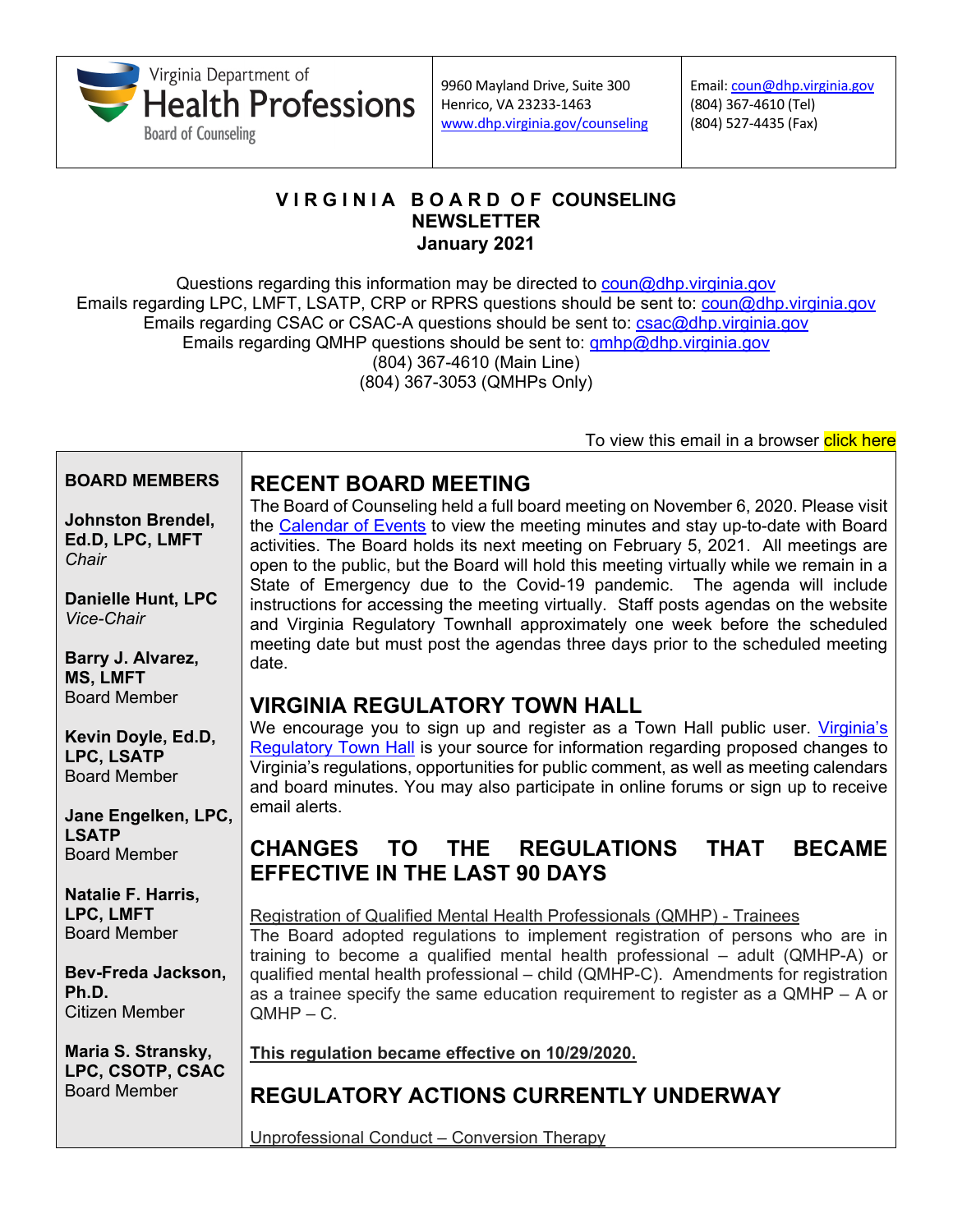Virginia Department of Health Professions
Board of Counseling

9960 Mayland Drive, Suite 300
Henrico, VA 23233-1463
www.dhp.virginia.gov/counseling

Email: coun@dhp.virginia.gov
(804) 367-4610 (Tel)
(804) 527-4435 (Fax)

# VIRGINIA BOARD OF COUNSELING NEWSLETTER
## January 2021

Questions regarding this information may be directed to coun@dhp.virginia.gov
Emails regarding LPC, LMFT, LSATP, CRP or RPRS questions should be sent to: coun@dhp.virginia.gov
Emails regarding CSAC or CSAC-A questions should be sent to: csac@dhp.virginia.gov
Emails regarding QMHP questions should be sent to: qmhp@dhp.virginia.gov
(804) 367-4610 (Main Line)
(804) 367-3053 (QMHPs Only)

To view this email in a browser click here

**BOARD MEMBERS**

**Johnston Brendel, Ed.D, LPC, LMFT**
*Chair*

**Danielle Hunt, LPC**
*Vice-Chair*

**Barry J. Alvarez, MS, LMFT**
Board Member

**Kevin Doyle, Ed.D, LPC, LSATP**
Board Member

**Jane Engelken, LPC, LSATP**
Board Member

**Natalie F. Harris, LPC, LMFT**
Board Member

**Bev-Freda Jackson, Ph.D.**
Citizen Member

**Maria S. Stransky, LPC, CSOTP, CSAC**
Board Member

## RECENT BOARD MEETING

The Board of Counseling held a full board meeting on November 6, 2020. Please visit the Calendar of Events to view the meeting minutes and stay up-to-date with Board activities. The Board holds its next meeting on February 5, 2021. All meetings are open to the public, but the Board will hold this meeting virtually while we remain in a State of Emergency due to the Covid-19 pandemic. The agenda will include instructions for accessing the meeting virtually. Staff posts agendas on the website and Virginia Regulatory Townhall approximately one week before the scheduled meeting date but must post the agendas three days prior to the scheduled meeting date.

## VIRGINIA REGULATORY TOWN HALL

We encourage you to sign up and register as a Town Hall public user. Virginia's Regulatory Town Hall is your source for information regarding proposed changes to Virginia's regulations, opportunities for public comment, as well as meeting calendars and board minutes. You may also participate in online forums or sign up to receive email alerts.

## CHANGES TO THE REGULATIONS THAT BECAME EFFECTIVE IN THE LAST 90 DAYS

Registration of Qualified Mental Health Professionals (QMHP) - Trainees

The Board adopted regulations to implement registration of persons who are in training to become a qualified mental health professional – adult (QMHP-A) or qualified mental health professional – child (QMHP-C). Amendments for registration as a trainee specify the same education requirement to register as a QMHP – A or QMHP – C.

**This regulation became effective on 10/29/2020.**

## REGULATORY ACTIONS CURRENTLY UNDERWAY

Unprofessional Conduct – Conversion Therapy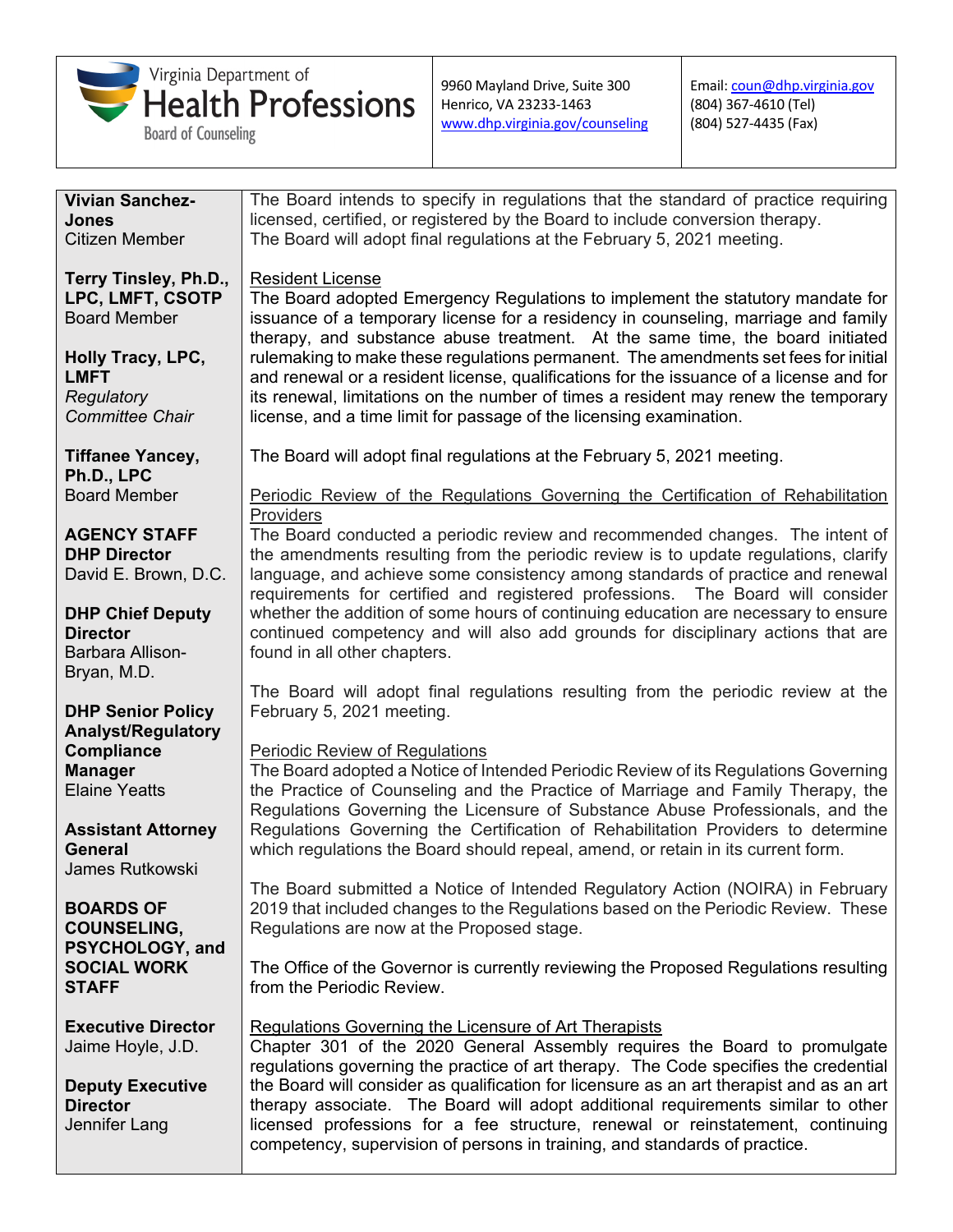Virginia Department of Health Professions
Board of Counseling

9960 Mayland Drive, Suite 300
Henrico, VA 23233-1463
www.dhp.virginia.gov/counseling

Email: coun@dhp.virginia.gov
(804) 367-4610 (Tel)
(804) 527-4435 (Fax)

**Vivian Sanchez-Jones**
Citizen Member

**Terry Tinsley, Ph.D., LPC, LMFT, CSOTP**
Board Member

**Holly Tracy, LPC, LMFT**
*Regulatory Committee Chair*

**Tiffanee Yancey, Ph.D., LPC**
Board Member

**AGENCY STAFF**

**DHP Director**
David E. Brown, D.C.

**DHP Chief Deputy Director**
Barbara Allison-Bryan, M.D.

**DHP Senior Policy Analyst/Regulatory Compliance Manager**
Elaine Yeatts

**Assistant Attorney General**
James Rutkowski

**BOARDS OF COUNSELING, PSYCHOLOGY, and SOCIAL WORK STAFF**

**Executive Director**
Jaime Hoyle, J.D.

**Deputy Executive Director**
Jennifer Lang

The Board intends to specify in regulations that the standard of practice requiring licensed, certified, or registered by the Board to include conversion therapy. The Board will adopt final regulations at the February 5, 2021 meeting.

Resident License

The Board adopted Emergency Regulations to implement the statutory mandate for issuance of a temporary license for a residency in counseling, marriage and family therapy, and substance abuse treatment. At the same time, the board initiated rulemaking to make these regulations permanent. The amendments set fees for initial and renewal or a resident license, qualifications for the issuance of a license and for its renewal, limitations on the number of times a resident may renew the temporary license, and a time limit for passage of the licensing examination.

The Board will adopt final regulations at the February 5, 2021 meeting.

Periodic Review of the Regulations Governing the Certification of Rehabilitation Providers

The Board conducted a periodic review and recommended changes. The intent of the amendments resulting from the periodic review is to update regulations, clarify language, and achieve some consistency among standards of practice and renewal requirements for certified and registered professions. The Board will consider whether the addition of some hours of continuing education are necessary to ensure continued competency and will also add grounds for disciplinary actions that are found in all other chapters.

The Board will adopt final regulations resulting from the periodic review at the February 5, 2021 meeting.

Periodic Review of Regulations

The Board adopted a Notice of Intended Periodic Review of its Regulations Governing the Practice of Counseling and the Practice of Marriage and Family Therapy, the Regulations Governing the Licensure of Substance Abuse Professionals, and the Regulations Governing the Certification of Rehabilitation Providers to determine which regulations the Board should repeal, amend, or retain in its current form.

The Board submitted a Notice of Intended Regulatory Action (NOIRA) in February 2019 that included changes to the Regulations based on the Periodic Review. These Regulations are now at the Proposed stage.

The Office of the Governor is currently reviewing the Proposed Regulations resulting from the Periodic Review.

Regulations Governing the Licensure of Art Therapists

Chapter 301 of the 2020 General Assembly requires the Board to promulgate regulations governing the practice of art therapy. The Code specifies the credential the Board will consider as qualification for licensure as an art therapist and as an art therapy associate. The Board will adopt additional requirements similar to other licensed professions for a fee structure, renewal or reinstatement, continuing competency, supervision of persons in training, and standards of practice.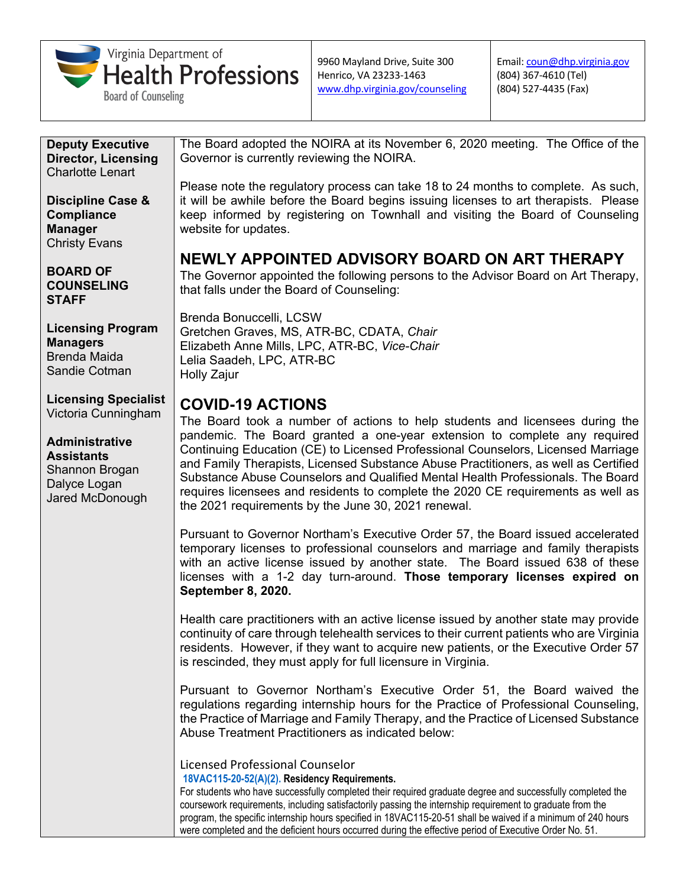Virginia Department of Health Professions
Board of Counseling

9960 Mayland Drive, Suite 300
Henrico, VA 23233-1463
www.dhp.virginia.gov/counseling

Email: coun@dhp.virginia.gov
(804) 367-4610 (Tel)
(804) 527-4435 (Fax)

**Deputy Executive Director, Licensing**
Charlotte Lenart

**Discipline Case & Compliance Manager**
Christy Evans

**BOARD OF COUNSELING STAFF**

**Licensing Program Managers**
Brenda Maida
Sandie Cotman

**Licensing Specialist**
Victoria Cunningham

**Administrative Assistants**
Shannon Brogan
Dalyce Logan
Jared McDonough

The Board adopted the NOIRA at its November 6, 2020 meeting. The Office of the Governor is currently reviewing the NOIRA.

Please note the regulatory process can take 18 to 24 months to complete. As such, it will be awhile before the Board begins issuing licenses to art therapists. Please keep informed by registering on Townhall and visiting the Board of Counseling website for updates.

## NEWLY APPOINTED ADVISORY BOARD ON ART THERAPY

The Governor appointed the following persons to the Advisor Board on Art Therapy, that falls under the Board of Counseling:

Brenda Bonuccelli, LCSW
Gretchen Graves, MS, ATR-BC, CDATA, *Chair*
Elizabeth Anne Mills, LPC, ATR-BC, *Vice-Chair*
Lelia Saadeh, LPC, ATR-BC
Holly Zajur

## COVID-19 ACTIONS

The Board took a number of actions to help students and licensees during the pandemic. The Board granted a one-year extension to complete any required Continuing Education (CE) to Licensed Professional Counselors, Licensed Marriage and Family Therapists, Licensed Substance Abuse Practitioners, as well as Certified Substance Abuse Counselors and Qualified Mental Health Professionals. The Board requires licensees and residents to complete the 2020 CE requirements as well as the 2021 requirements by the June 30, 2021 renewal.

Pursuant to Governor Northam's Executive Order 57, the Board issued accelerated temporary licenses to professional counselors and marriage and family therapists with an active license issued by another state. The Board issued 638 of these licenses with a 1-2 day turn-around. **Those temporary licenses expired on September 8, 2020.**

Health care practitioners with an active license issued by another state may provide continuity of care through telehealth services to their current patients who are Virginia residents. However, if they want to acquire new patients, or the Executive Order 57 is rescinded, they must apply for full licensure in Virginia.

Pursuant to Governor Northam's Executive Order 51, the Board waived the regulations regarding internship hours for the Practice of Professional Counseling, the Practice of Marriage and Family Therapy, and the Practice of Licensed Substance Abuse Treatment Practitioners as indicated below:

Licensed Professional Counselor

**18VAC115-20-52(A)(2). Residency Requirements.**

For students who have successfully completed their required graduate degree and successfully completed the coursework requirements, including satisfactorily passing the internship requirement to graduate from the program, the specific internship hours specified in 18VAC115-20-51 shall be waived if a minimum of 240 hours were completed and the deficient hours occurred during the effective period of Executive Order No. 51.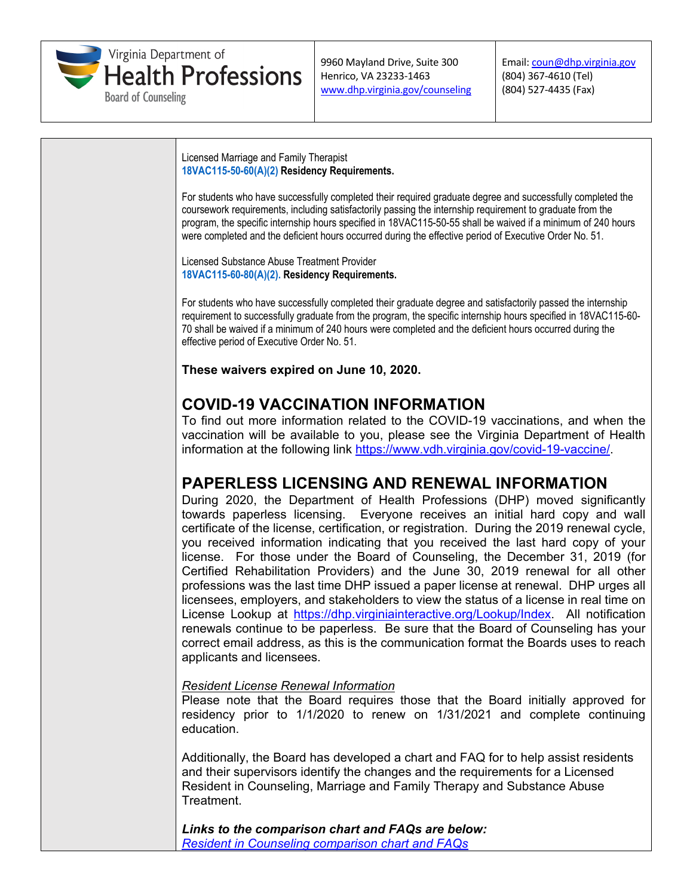Virginia Department of Health Professions
Board of Counseling

9960 Mayland Drive, Suite 300
Henrico, VA 23233-1463
www.dhp.virginia.gov/counseling

Email: coun@dhp.virginia.gov
(804) 367-4610 (Tel)
(804) 527-4435 (Fax)

Licensed Marriage and Family Therapist
**18VAC115-50-60(A)(2) Residency Requirements.**

For students who have successfully completed their required graduate degree and successfully completed the coursework requirements, including satisfactorily passing the internship requirement to graduate from the program, the specific internship hours specified in 18VAC115-50-55 shall be waived if a minimum of 240 hours were completed and the deficient hours occurred during the effective period of Executive Order No. 51.

Licensed Substance Abuse Treatment Provider
**18VAC115-60-80(A)(2). Residency Requirements.**

For students who have successfully completed their graduate degree and satisfactorily passed the internship requirement to successfully graduate from the program, the specific internship hours specified in 18VAC115-60-70 shall be waived if a minimum of 240 hours were completed and the deficient hours occurred during the effective period of Executive Order No. 51.

**These waivers expired on June 10, 2020.**

## COVID-19 VACCINATION INFORMATION

To find out more information related to the COVID-19 vaccinations, and when the vaccination will be available to you, please see the Virginia Department of Health information at the following link https://www.vdh.virginia.gov/covid-19-vaccine/.

## PAPERLESS LICENSING AND RENEWAL INFORMATION

During 2020, the Department of Health Professions (DHP) moved significantly towards paperless licensing. Everyone receives an initial hard copy and wall certificate of the license, certification, or registration. During the 2019 renewal cycle, you received information indicating that you received the last hard copy of your license. For those under the Board of Counseling, the December 31, 2019 (for Certified Rehabilitation Providers) and the June 30, 2019 renewal for all other professions was the last time DHP issued a paper license at renewal. DHP urges all licensees, employers, and stakeholders to view the status of a license in real time on License Lookup at https://dhp.virginiainteractive.org/Lookup/Index. All notification renewals continue to be paperless. Be sure that the Board of Counseling has your correct email address, as this is the communication format the Boards uses to reach applicants and licensees.

*Resident License Renewal Information*

Please note that the Board requires those that the Board initially approved for residency prior to 1/1/2020 to renew on 1/31/2021 and complete continuing education.

Additionally, the Board has developed a chart and FAQ for to help assist residents and their supervisors identify the changes and the requirements for a Licensed Resident in Counseling, Marriage and Family Therapy and Substance Abuse Treatment.

***Links to the comparison chart and FAQs are below:***

*Resident in Counseling comparison chart and FAQs*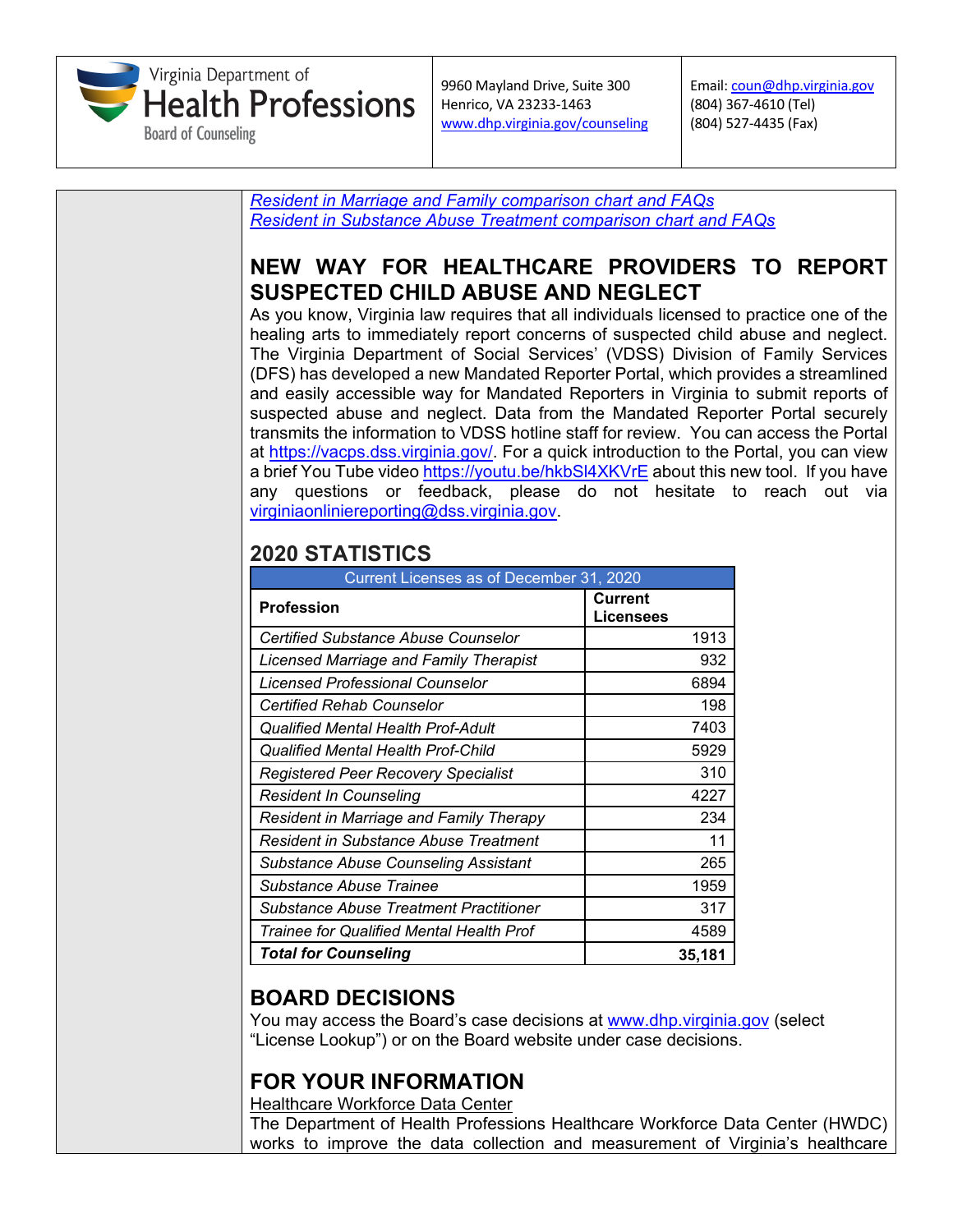Virginia Department of Health Professions
Board of Counseling

9960 Mayland Drive, Suite 300
Henrico, VA 23233-1463
www.dhp.virginia.gov/counseling

Email: coun@dhp.virginia.gov
(804) 367-4610 (Tel)
(804) 527-4435 (Fax)

*Resident in Marriage and Family comparison chart and FAQs*
*Resident in Substance Abuse Treatment comparison chart and FAQs*

## NEW WAY FOR HEALTHCARE PROVIDERS TO REPORT SUSPECTED CHILD ABUSE AND NEGLECT

As you know, Virginia law requires that all individuals licensed to practice one of the healing arts to immediately report concerns of suspected child abuse and neglect. The Virginia Department of Social Services' (VDSS) Division of Family Services (DFS) has developed a new Mandated Reporter Portal, which provides a streamlined and easily accessible way for Mandated Reporters in Virginia to submit reports of suspected abuse and neglect. Data from the Mandated Reporter Portal securely transmits the information to VDSS hotline staff for review. You can access the Portal at https://vacps.dss.virginia.gov/. For a quick introduction to the Portal, you can view a brief You Tube video https://youtu.be/hkbSl4XKVrE about this new tool. If you have any questions or feedback, please do not hesitate to reach out via virginiaonliniereporting@dss.virginia.gov.

## 2020 STATISTICS

| Current Licenses as of December 31, 2020 | |
|---|---|
| **Profession** | **Current Licensees** |
| *Certified Substance Abuse Counselor* | 1913 |
| *Licensed Marriage and Family Therapist* | 932 |
| *Licensed Professional Counselor* | 6894 |
| *Certified Rehab Counselor* | 198 |
| *Qualified Mental Health Prof-Adult* | 7403 |
| *Qualified Mental Health Prof-Child* | 5929 |
| *Registered Peer Recovery Specialist* | 310 |
| *Resident In Counseling* | 4227 |
| *Resident in Marriage and Family Therapy* | 234 |
| *Resident in Substance Abuse Treatment* | 11 |
| *Substance Abuse Counseling Assistant* | 265 |
| *Substance Abuse Trainee* | 1959 |
| *Substance Abuse Treatment Practitioner* | 317 |
| *Trainee for Qualified Mental Health Prof* | 4589 |
| ***Total for Counseling*** | **35,181** |

## BOARD DECISIONS

You may access the Board's case decisions at www.dhp.virginia.gov (select "License Lookup") or on the Board website under case decisions.

## FOR YOUR INFORMATION

Healthcare Workforce Data Center

The Department of Health Professions Healthcare Workforce Data Center (HWDC) works to improve the data collection and measurement of Virginia's healthcare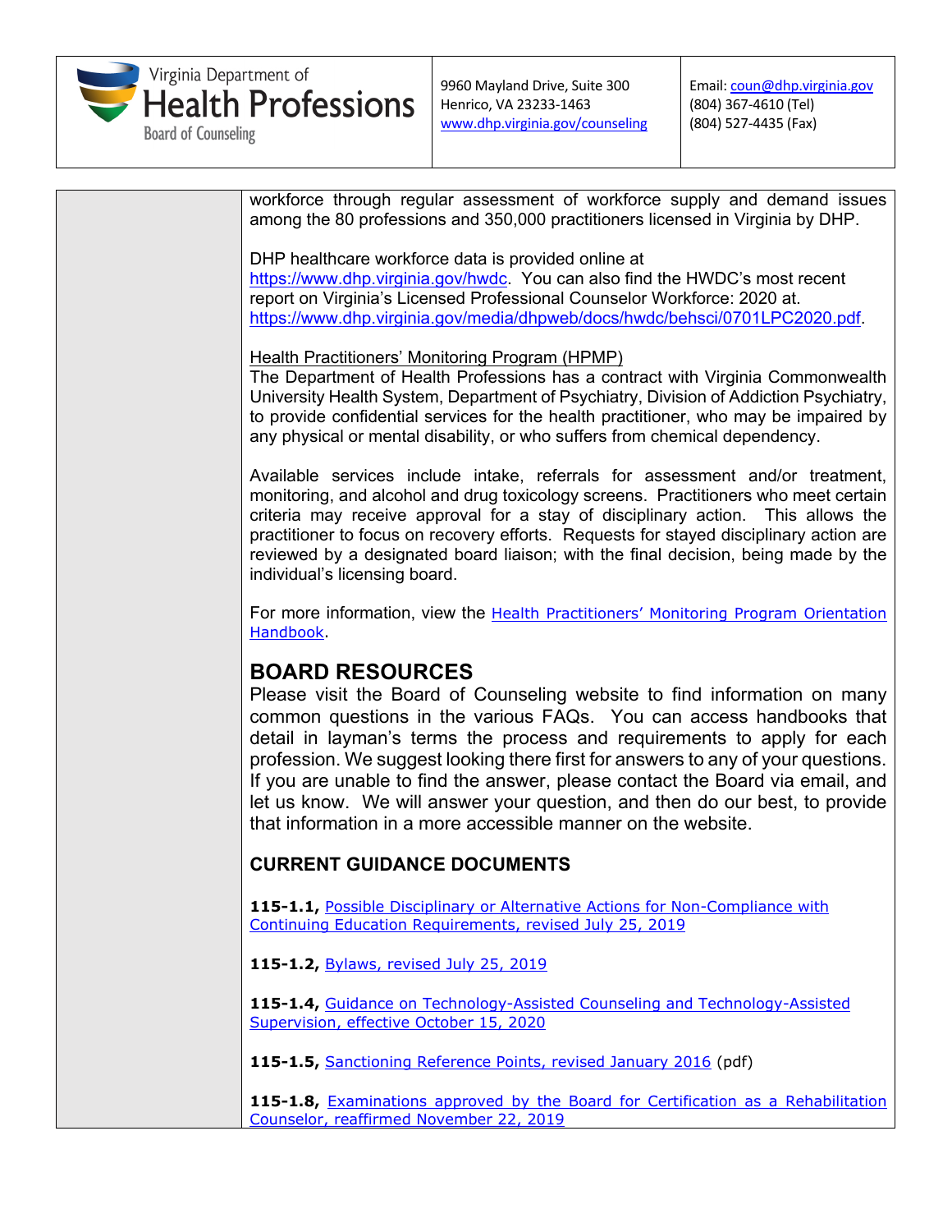workforce through regular assessment of workforce supply and demand issues among the 80 professions and 350,000 practitioners licensed in Virginia by DHP.

DHP healthcare workforce data is provided online at https://www.dhp.virginia.gov/hwdc. You can also find the HWDC's most recent report on Virginia's Licensed Professional Counselor Workforce: 2020 at. https://www.dhp.virginia.gov/media/dhpweb/docs/hwdc/behsci/0701LPC2020.pdf.

Health Practitioners' Monitoring Program (HPMP)

The Department of Health Professions has a contract with Virginia Commonwealth University Health System, Department of Psychiatry, Division of Addiction Psychiatry, to provide confidential services for the health practitioner, who may be impaired by any physical or mental disability, or who suffers from chemical dependency.

Available services include intake, referrals for assessment and/or treatment, monitoring, and alcohol and drug toxicology screens. Practitioners who meet certain criteria may receive approval for a stay of disciplinary action. This allows the practitioner to focus on recovery efforts. Requests for stayed disciplinary action are reviewed by a designated board liaison; with the final decision, being made by the individual's licensing board.

For more information, view the Health Practitioners' Monitoring Program Orientation Handbook.

## BOARD RESOURCES

Please visit the Board of Counseling website to find information on many common questions in the various FAQs. You can access handbooks that detail in layman's terms the process and requirements to apply for each profession. We suggest looking there first for answers to any of your questions. If you are unable to find the answer, please contact the Board via email, and let us know. We will answer your question, and then do our best, to provide that information in a more accessible manner on the website.

### CURRENT GUIDANCE DOCUMENTS

**115-1.1,** Possible Disciplinary or Alternative Actions for Non-Compliance with Continuing Education Requirements, revised July 25, 2019

**115-1.2,** Bylaws, revised July 25, 2019

**115-1.4,** Guidance on Technology-Assisted Counseling and Technology-Assisted Supervision, effective October 15, 2020

**115-1.5,** Sanctioning Reference Points, revised January 2016 (pdf)

**115-1.8,** Examinations approved by the Board for Certification as a Rehabilitation Counselor, reaffirmed November 22, 2019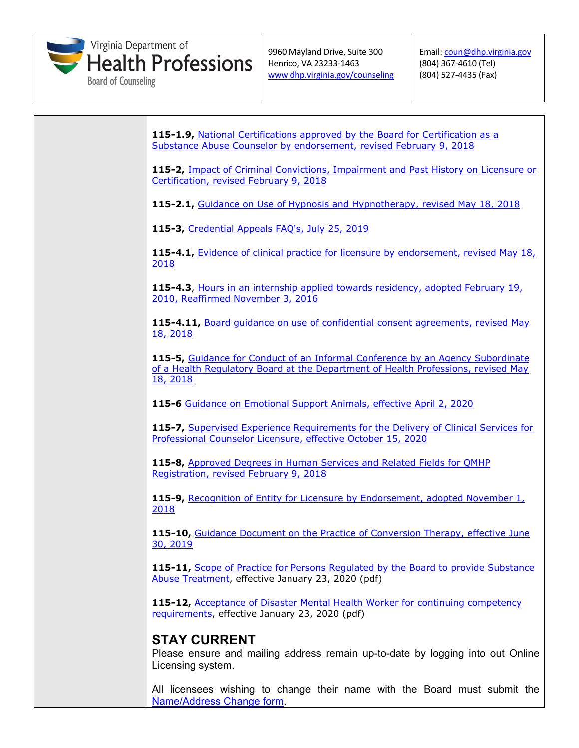**115-1.9,** National Certifications approved by the Board for Certification as a Substance Abuse Counselor by endorsement, revised February 9, 2018

**115-2,** Impact of Criminal Convictions, Impairment and Past History on Licensure or Certification, revised February 9, 2018

**115-2.1,** Guidance on Use of Hypnosis and Hypnotherapy, revised May 18, 2018

**115-3,** Credential Appeals FAQ's, July 25, 2019

**115-4.1,** Evidence of clinical practice for licensure by endorsement, revised May 18, 2018

**115-4.3**, Hours in an internship applied towards residency, adopted February 19, 2010, Reaffirmed November 3, 2016

**115-4.11,** Board guidance on use of confidential consent agreements, revised May 18, 2018

**115-5,** Guidance for Conduct of an Informal Conference by an Agency Subordinate of a Health Regulatory Board at the Department of Health Professions, revised May 18, 2018

**115-6** Guidance on Emotional Support Animals, effective April 2, 2020

**115-7,** Supervised Experience Requirements for the Delivery of Clinical Services for Professional Counselor Licensure, effective October 15, 2020

**115-8,** Approved Degrees in Human Services and Related Fields for QMHP Registration, revised February 9, 2018

**115-9,** Recognition of Entity for Licensure by Endorsement, adopted November 1, 2018

**115-10,** Guidance Document on the Practice of Conversion Therapy, effective June 30, 2019

**115-11,** Scope of Practice for Persons Regulated by the Board to provide Substance Abuse Treatment, effective January 23, 2020 (pdf)

**115-12,** Acceptance of Disaster Mental Health Worker for continuing competency requirements, effective January 23, 2020 (pdf)

## STAY CURRENT

Please ensure and mailing address remain up-to-date by logging into out Online Licensing system.

All licensees wishing to change their name with the Board must submit the Name/Address Change form.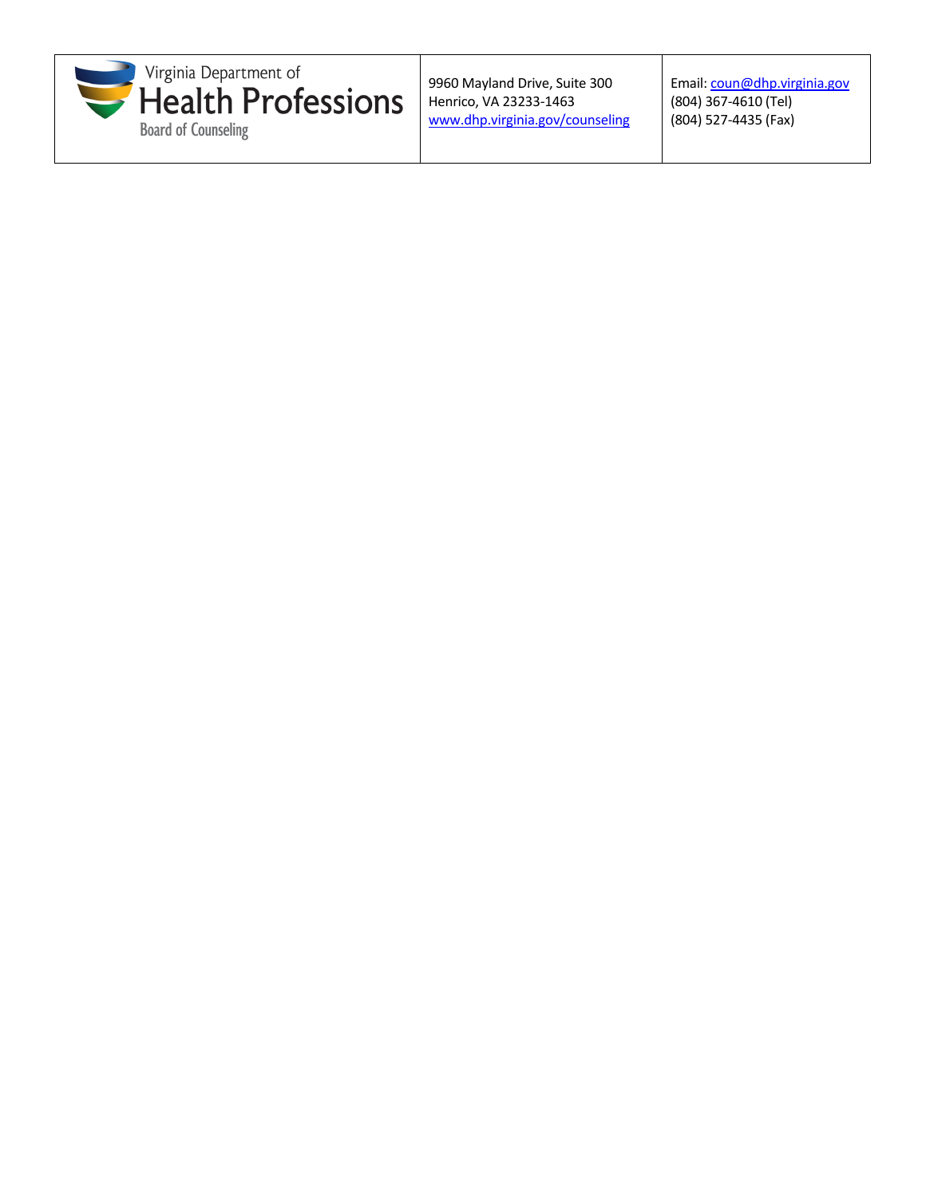| | | |
|---|---|---|
| Virginia Department of **Health Professions** Board of Counseling | 9960 Mayland Drive, Suite 300<br>Henrico, VA 23233-1463<br>www.dhp.virginia.gov/counseling | Email: coun@dhp.virginia.gov<br>(804) 367-4610 (Tel)<br>(804) 527-4435 (Fax) |